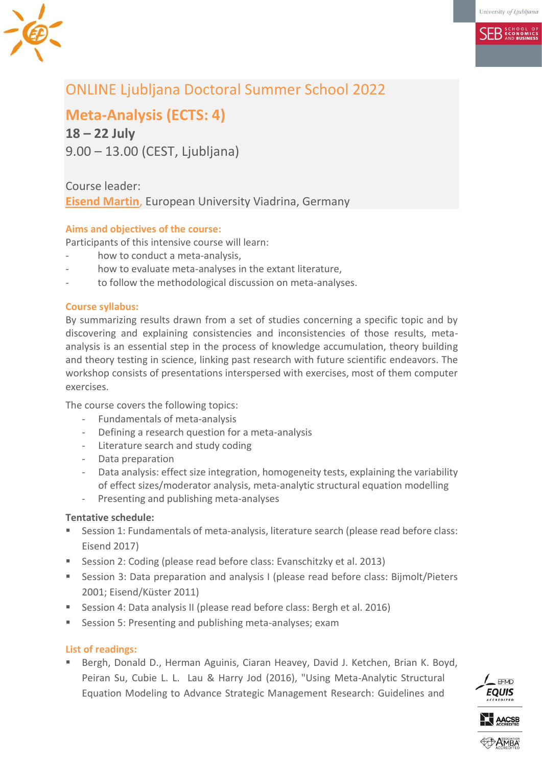# ONLINE Ljubljana Doctoral Summer School 2022

## Meta-Analysis (ECTS: 4)

**18 – 22 July**

9.00 – 13.00 (CEST, Ljubljana)

Course leader:

**Eisend Martin**, European University Viadrina, Germany

### Aims and objectives of the course:

Participants of this intensive course will learn:

- how to conduct a meta-analysis,
- how to evaluate meta-analyses in the extant literature,
- to follow the methodological discussion on meta-analyses.

### Course syllabus:

By summarizing results drawn from a set of studies concerning a specific topic and by discovering and explaining consistencies and inconsistencies of those results, meta-analysis is an essential step in the process of knowledge accumulation, theory building and theory testing in science, linking past research with future scientific endeavors. The workshop consists of presentations interspersed with exercises, most of them computer exercises.

The course covers the following topics:

- Fundamentals of meta-analysis
- Defining a research question for a meta-analysis
- Literature search and study coding
- Data preparation
- Data analysis: effect size integration, homogeneity tests, explaining the variability of effect sizes/moderator analysis, meta-analytic structural equation modelling
- Presenting and publishing meta-analyses

**Tentative schedule:**

- Session 1: Fundamentals of meta-analysis, literature search (please read before class: Eisend 2017)
- Session 2: Coding (please read before class: Evanschitzky et al. 2013)
- Session 3: Data preparation and analysis I (please read before class: Bijmolt/Pieters 2001; Eisend/Küster 2011)
- Session 4: Data analysis II (please read before class: Bergh et al. 2016)
- Session 5: Presenting and publishing meta-analyses; exam

### List of readings:

- Bergh, Donald D., Herman Aguinis, Ciaran Heavey, David J. Ketchen, Brian K. Boyd, Peiran Su, Cubie L. L. Lau & Harry Jod (2016), "Using Meta-Analytic Structural Equation Modeling to Advance Strategic Management Research: Guidelines and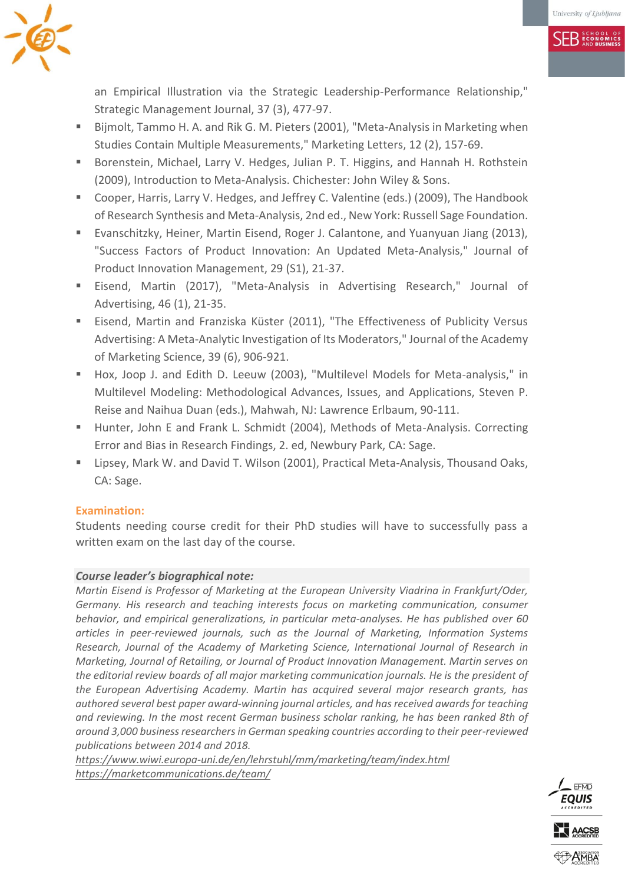an Empirical Illustration via the Strategic Leadership-Performance Relationship," Strategic Management Journal, 37 (3), 477-97.

- Bijmolt, Tammo H. A. and Rik G. M. Pieters (2001), "Meta-Analysis in Marketing when Studies Contain Multiple Measurements," Marketing Letters, 12 (2), 157-69.
- Borenstein, Michael, Larry V. Hedges, Julian P. T. Higgins, and Hannah H. Rothstein (2009), Introduction to Meta-Analysis. Chichester: John Wiley & Sons.
- Cooper, Harris, Larry V. Hedges, and Jeffrey C. Valentine (eds.) (2009), The Handbook of Research Synthesis and Meta-Analysis, 2nd ed., New York: Russell Sage Foundation.
- Evanschitzky, Heiner, Martin Eisend, Roger J. Calantone, and Yuanyuan Jiang (2013), "Success Factors of Product Innovation: An Updated Meta-Analysis," Journal of Product Innovation Management, 29 (S1), 21-37.
- Eisend, Martin (2017), "Meta-Analysis in Advertising Research," Journal of Advertising, 46 (1), 21-35.
- Eisend, Martin and Franziska Küster (2011), "The Effectiveness of Publicity Versus Advertising: A Meta-Analytic Investigation of Its Moderators," Journal of the Academy of Marketing Science, 39 (6), 906-921.
- Hox, Joop J. and Edith D. Leeuw (2003), "Multilevel Models for Meta-analysis," in Multilevel Modeling: Methodological Advances, Issues, and Applications, Steven P. Reise and Naihua Duan (eds.), Mahwah, NJ: Lawrence Erlbaum, 90-111.
- Hunter, John E and Frank L. Schmidt (2004), Methods of Meta-Analysis. Correcting Error and Bias in Research Findings, 2. ed, Newbury Park, CA: Sage.
- Lipsey, Mark W. and David T. Wilson (2001), Practical Meta-Analysis, Thousand Oaks, CA: Sage.

**Examination:**

Students needing course credit for their PhD studies will have to successfully pass a written exam on the last day of the course.

***Course leader's biographical note:***

*Martin Eisend is Professor of Marketing at the European University Viadrina in Frankfurt/Oder, Germany. His research and teaching interests focus on marketing communication, consumer behavior, and empirical generalizations, in particular meta-analyses. He has published over 60 articles in peer-reviewed journals, such as the Journal of Marketing, Information Systems Research, Journal of the Academy of Marketing Science, International Journal of Research in Marketing, Journal of Retailing, or Journal of Product Innovation Management. Martin serves on the editorial review boards of all major marketing communication journals. He is the president of the European Advertising Academy. Martin has acquired several major research grants, has authored several best paper award-winning journal articles, and has received awards for teaching and reviewing. In the most recent German business scholar ranking, he has been ranked 8th of around 3,000 business researchers in German speaking countries according to their peer-reviewed publications between 2014 and 2018.*

*https://www.wiwi.europa-uni.de/en/lehrstuhl/mm/marketing/team/index.html*

*https://marketcommunications.de/team/*